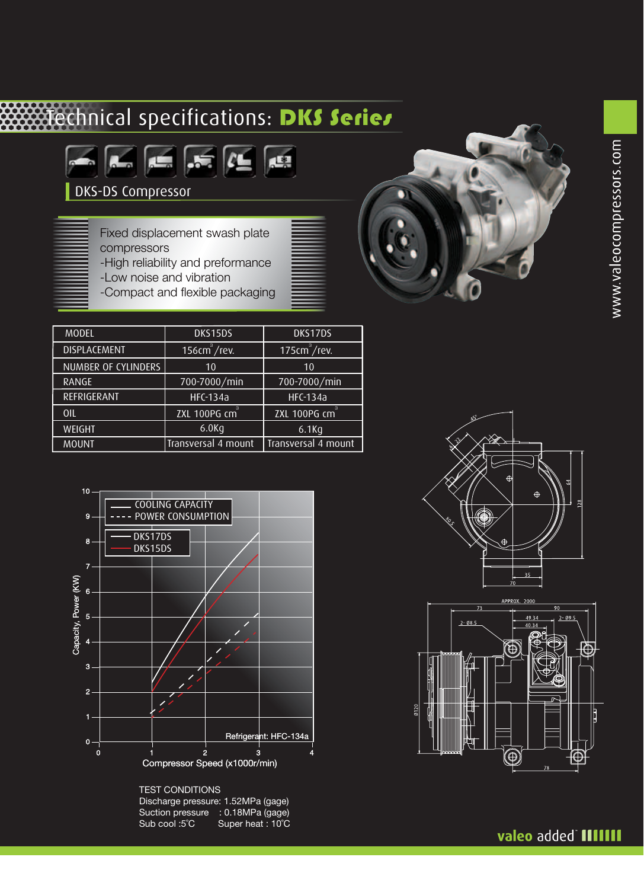# Technical specifications: DKS Series

## DKS-DS Compressor

Fixed displacement swash plate compressors
- -High reliability and preformance
- -Low noise and vibration
- -Compact and flexible packaging

| MODEL | DKS15DS | DKS17DS |
|---|---|---|
| DISPLACEMENT | 156cm$^3$/rev. | 175cm$^3$/rev. |
| NUMBER OF CYLINDERS | 10 | 10 |
| RANGE | 700-7000/min | 700-7000/min |
| REFRIGERANT | HFC-134a | HFC-134a |
| OIL | ZXL 100PG cm$^3$ | ZXL 100PG cm$^3$ |
| WEIGHT | 6.0Kg | 6.1Kg |
| MOUNT | Transversal 4 mount | Transversal 4 mount |

TEST CONDITIONS
Discharge pressure: 1.52MPa (gage)
Suction pressure : 0.18MPa (gage)
Sub cool :5°C Super heat : 10°C

www.valeocompressors.com

valeo added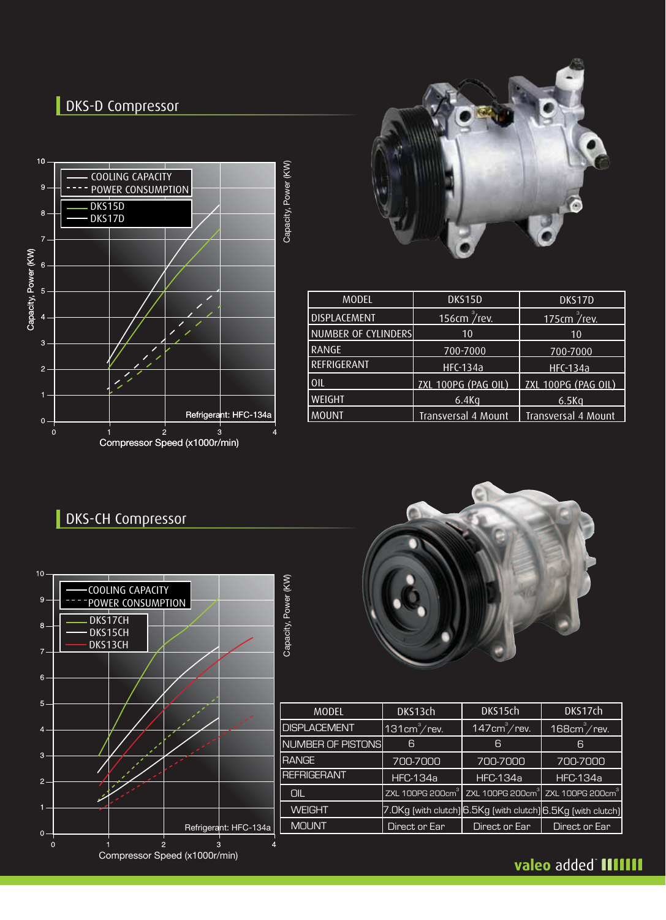## DKS-D Compressor

COOLING CAPACITY
POWER CONSUMPTION
DKS15D
DKS17D
Capacity, Power (KW)
Capacity, Power (KW)
Refrigerant: HFC-134a
Compressor Speed (x1000r/min)
0 1 2 3 4
0 1 2 3 4 5 6 7 8 9 10

| MODEL | DKS15D | DKS17D |
|---|---|---|
| DISPLACEMENT | 156cm³/rev. | 175cm³/rev. |
| NUMBER OF CYLINDERS | 10 | 10 |
| RANGE | 700-7000 | 700-7000 |
| REFRIGERANT | HFC-134a | HFC-134a |
| OIL | ZXL 100PG (PAG OIL) | ZXL 100PG (PAG OIL) |
| WEIGHT | 6.4Kg | 6.5Kg |
| MOUNT | Transversal 4 Mount | Transversal 4 Mount |

## DKS-CH Compressor

COOLING CAPACITY
POWER CONSUMPTION
DKS17CH
DKS15CH
DKS13CH
Capacity, Power (KW)
Capacity, Power (KW)
Refrigerant: HFC-134a
Compressor Speed (x1000r/min)
0 1 2 3 4
0 1 2 3 4 5 6 7 8 9 10

| MODEL | DKS13ch | DKS15ch | DKS17ch |
|---|---|---|---|
| DISPLACEMENT | 131cm³/rev. | 147cm³/rev. | 168cm³/rev. |
| NUMBER OF PISTONS | 6 | 6 | 6 |
| RANGE | 700-7000 | 700-7000 | 700-7000 |
| REFRIGERANT | HFC-134a | HFC-134a | HFC-134a |
| OIL | ZXL 100PG 200cm³ | ZXL 100PG 200cm³ | ZXL 100PG 200cm³ |
| WEIGHT | 7.0Kg (with clutch) | 6.5Kg (with clutch) | 6.5Kg (with clutch) |
| MOUNT | Direct or Ear | Direct or Ear | Direct or Ear |

valeo added